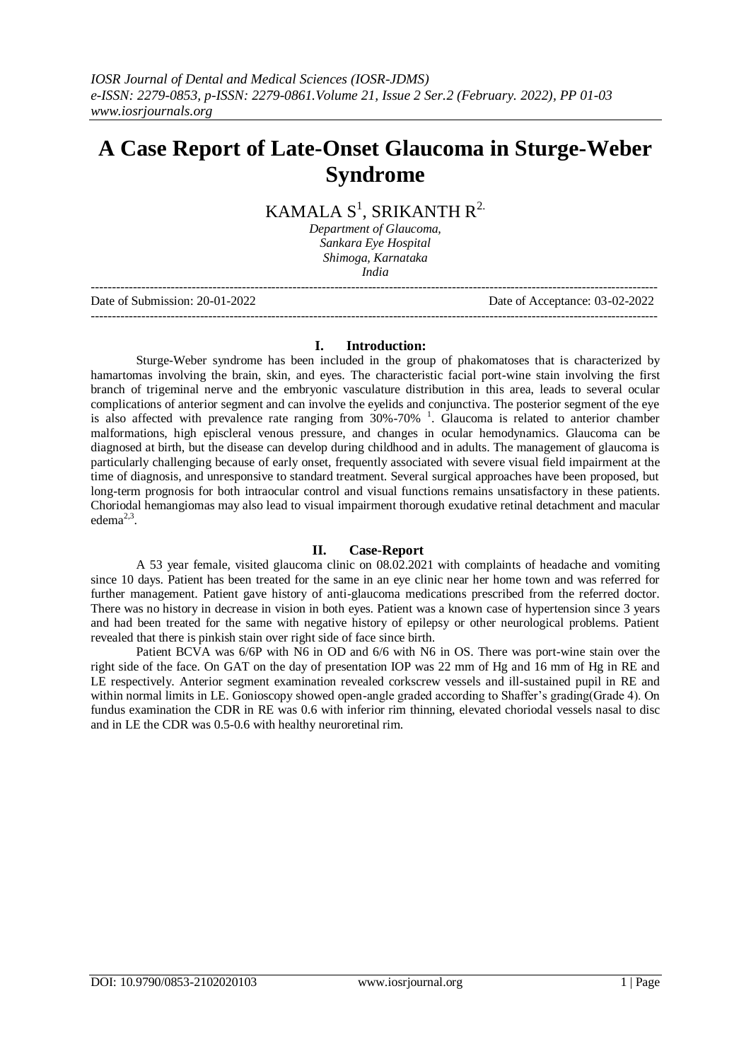# A Case Report of Late-Onset Glaucoma in Sturge-Weber Syndrome

KAMALA S[1], SRIKANTH R[2.]

*Department of Glaucoma,*
*Sankara Eye Hospital*
*Shimoga, Karnataka*
*India*

---

Date of Submission: 20-01-2022 Date of Acceptance: 03-02-2022

---

## I. Introduction:

Sturge-Weber syndrome has been included in the group of phakomatoses that is characterized by hamartomas involving the brain, skin, and eyes. The characteristic facial port-wine stain involving the first branch of trigeminal nerve and the embryonic vasculature distribution in this area, leads to several ocular complications of anterior segment and can involve the eyelids and conjunctiva. The posterior segment of the eye is also affected with prevalence rate ranging from 30%-70% [1]. Glaucoma is related to anterior chamber malformations, high episcleral venous pressure, and changes in ocular hemodynamics. Glaucoma can be diagnosed at birth, but the disease can develop during childhood and in adults. The management of glaucoma is particularly challenging because of early onset, frequently associated with severe visual field impairment at the time of diagnosis, and unresponsive to standard treatment. Several surgical approaches have been proposed, but long-term prognosis for both intraocular control and visual functions remains unsatisfactory in these patients. Choriodal hemangiomas may also lead to visual impairment thorough exudative retinal detachment and macular edema[2,3].

## II. Case-Report

A 53 year female, visited glaucoma clinic on 08.02.2021 with complaints of headache and vomiting since 10 days. Patient has been treated for the same in an eye clinic near her home town and was referred for further management. Patient gave history of anti-glaucoma medications prescribed from the referred doctor. There was no history in decrease in vision in both eyes. Patient was a known case of hypertension since 3 years and had been treated for the same with negative history of epilepsy or other neurological problems. Patient revealed that there is pinkish stain over right side of face since birth.

Patient BCVA was 6/6P with N6 in OD and 6/6 with N6 in OS. There was port-wine stain over the right side of the face. On GAT on the day of presentation IOP was 22 mm of Hg and 16 mm of Hg in RE and LE respectively. Anterior segment examination revealed corkscrew vessels and ill-sustained pupil in RE and within normal limits in LE. Gonioscopy showed open-angle graded according to Shaffer's grading(Grade 4). On fundus examination the CDR in RE was 0.6 with inferior rim thinning, elevated choriodal vessels nasal to disc and in LE the CDR was 0.5-0.6 with healthy neuroretinal rim.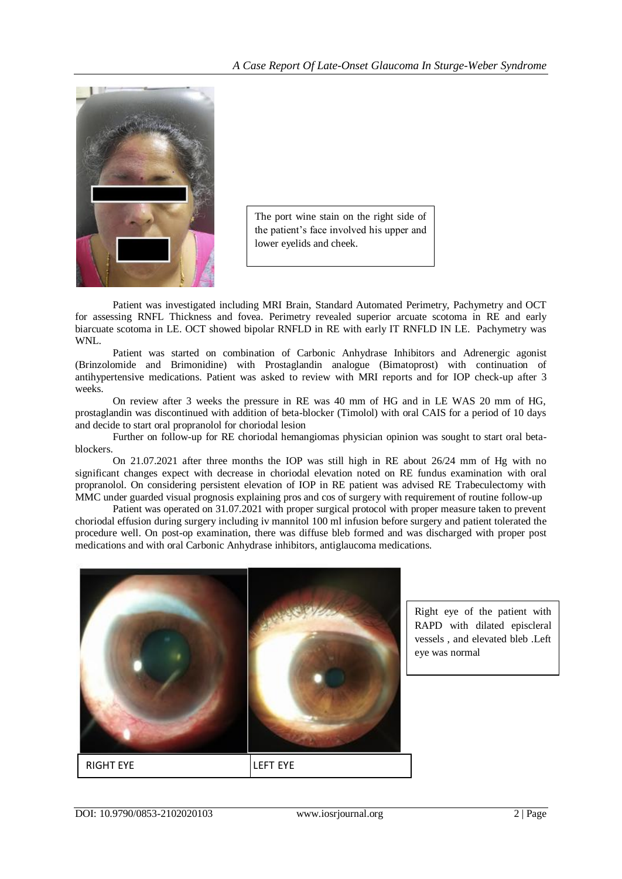The port wine stain on the right side of the patient's face involved his upper and lower eyelids and cheek.

Patient was investigated including MRI Brain, Standard Automated Perimetry, Pachymetry and OCT for assessing RNFL Thickness and fovea. Perimetry revealed superior arcuate scotoma in RE and early biarcuate scotoma in LE. OCT showed bipolar RNFLD in RE with early IT RNFLD IN LE. Pachymetry was WNL.

Patient was started on combination of Carbonic Anhydrase Inhibitors and Adrenergic agonist (Brinzolomide and Brimonidine) with Prostaglandin analogue (Bimatoprost) with continuation of antihypertensive medications. Patient was asked to review with MRI reports and for IOP check-up after 3 weeks.

On review after 3 weeks the pressure in RE was 40 mm of HG and in LE WAS 20 mm of HG, prostaglandin was discontinued with addition of beta-blocker (Timolol) with oral CAIS for a period of 10 days and decide to start oral propranolol for choriodal lesion

Further on follow-up for RE choriodal hemangiomas physician opinion was sought to start oral beta-blockers.

On 21.07.2021 after three months the IOP was still high in RE about 26/24 mm of Hg with no significant changes expect with decrease in choriodal elevation noted on RE fundus examination with oral propranolol. On considering persistent elevation of IOP in RE patient was advised RE Trabeculectomy with MMC under guarded visual prognosis explaining pros and cos of surgery with requirement of routine follow-up

Patient was operated on 31.07.2021 with proper surgical protocol with proper measure taken to prevent choriodal effusion during surgery including iv mannitol 100 ml infusion before surgery and patient tolerated the procedure well. On post-op examination, there was diffuse bleb formed and was discharged with proper post medications and with oral Carbonic Anhydrase inhibitors, antiglaucoma medications.

| RIGHT EYE | LEFT EYE |
| --- | --- |

Right eye of the patient with RAPD with dilated episcleral vessels , and elevated bleb .Left eye was normal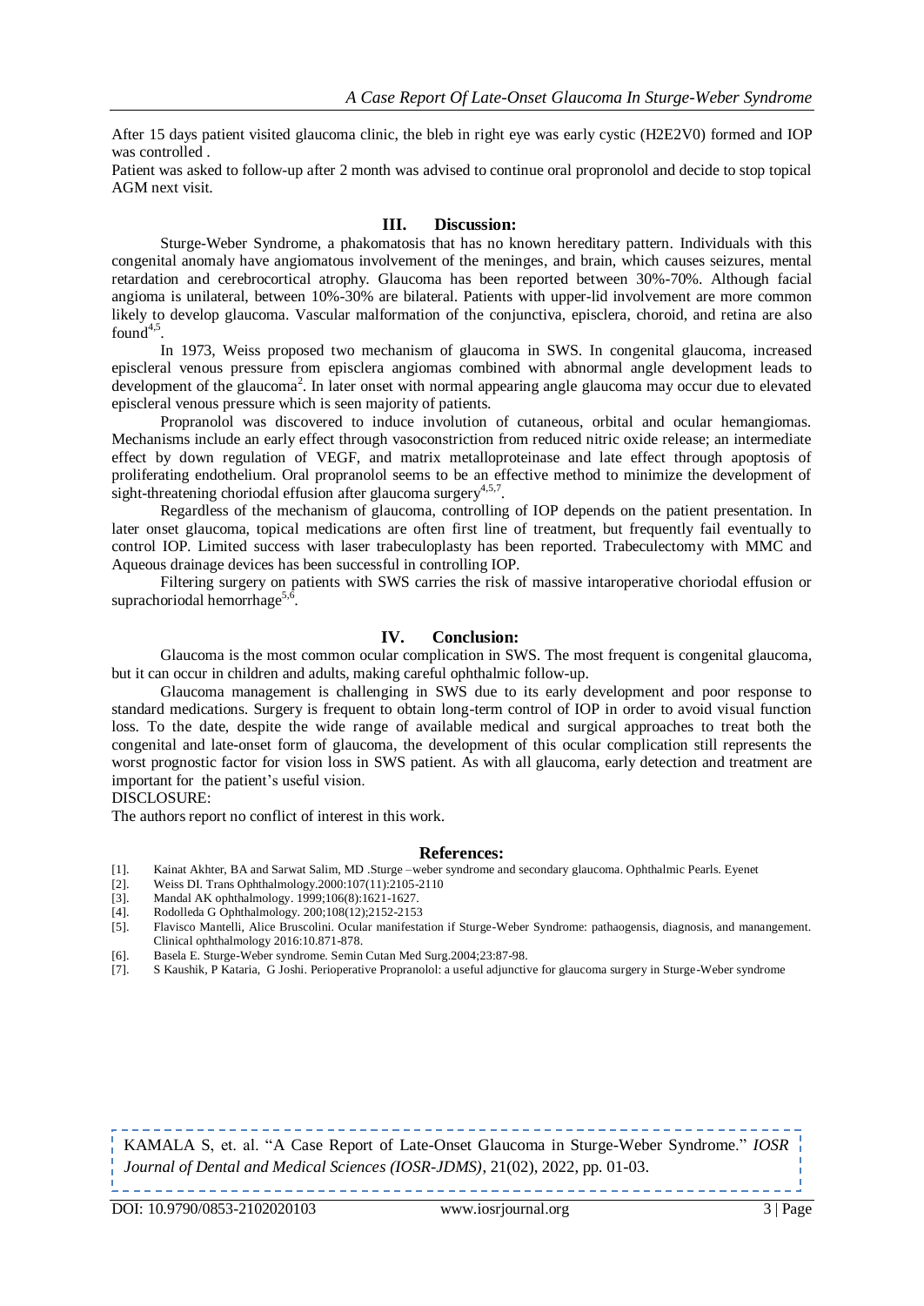After 15 days patient visited glaucoma clinic, the bleb in right eye was early cystic (H2E2V0) formed and IOP was controlled .

Patient was asked to follow-up after 2 month was advised to continue oral propronolol and decide to stop topical AGM next visit.

## III. Discussion:

Sturge-Weber Syndrome, a phakomatosis that has no known hereditary pattern. Individuals with this congenital anomaly have angiomatous involvement of the meninges, and brain, which causes seizures, mental retardation and cerebrocortical atrophy. Glaucoma has been reported between 30%-70%. Although facial angioma is unilateral, between 10%-30% are bilateral. Patients with upper-lid involvement are more common likely to develop glaucoma. Vascular malformation of the conjunctiva, episclera, choroid, and retina are also found[4,5].

In 1973, Weiss proposed two mechanism of glaucoma in SWS. In congenital glaucoma, increased episcleral venous pressure from episclera angiomas combined with abnormal angle development leads to development of the glaucoma[2]. In later onset with normal appearing angle glaucoma may occur due to elevated episcleral venous pressure which is seen majority of patients.

Propranolol was discovered to induce involution of cutaneous, orbital and ocular hemangiomas. Mechanisms include an early effect through vasoconstriction from reduced nitric oxide release; an intermediate effect by down regulation of VEGF, and matrix metalloproteinase and late effect through apoptosis of proliferating endothelium. Oral propranolol seems to be an effective method to minimize the development of sight-threatening choriodal effusion after glaucoma surgery[4,5,7].

Regardless of the mechanism of glaucoma, controlling of IOP depends on the patient presentation. In later onset glaucoma, topical medications are often first line of treatment, but frequently fail eventually to control IOP. Limited success with laser trabeculoplasty has been reported. Trabeculectomy with MMC and Aqueous drainage devices has been successful in controlling IOP.

Filtering surgery on patients with SWS carries the risk of massive intaroperative choriodal effusion or suprachoriodal hemorrhage[5,6].

## IV. Conclusion:

Glaucoma is the most common ocular complication in SWS. The most frequent is congenital glaucoma, but it can occur in children and adults, making careful ophthalmic follow-up.

Glaucoma management is challenging in SWS due to its early development and poor response to standard medications. Surgery is frequent to obtain long-term control of IOP in order to avoid visual function loss. To the date, despite the wide range of available medical and surgical approaches to treat both the congenital and late-onset form of glaucoma, the development of this ocular complication still represents the worst prognostic factor for vision loss in SWS patient. As with all glaucoma, early detection and treatment are important for the patient's useful vision.

DISCLOSURE:

The authors report no conflict of interest in this work.

## References:

[1]. Kainat Akhter, BA and Sarwat Salim, MD .Sturge –weber syndrome and secondary glaucoma. Ophthalmic Pearls. Eyenet

[2]. Weiss DI. Trans Ophthalmology.2000:107(11):2105-2110

[3]. Mandal AK ophthalmology. 1999;106(8):1621-1627.

[4]. Rodolleda G Ophthalmology. 200;108(12);2152-2153

[5]. Flavisco Mantelli, Alice Bruscolini. Ocular manifestation if Sturge-Weber Syndrome: pathaogensis, diagnosis, and manangement. Clinical ophthalmology 2016:10.871-878.

[6]. Basela E. Sturge-Weber syndrome. Semin Cutan Med Surg.2004;23:87-98.

[7]. S Kaushik, P Kataria, G Joshi. Perioperative Propranolol: a useful adjunctive for glaucoma surgery in Sturge-Weber syndrome

KAMALA S, et. al. "A Case Report of Late-Onset Glaucoma in Sturge-Weber Syndrome." *IOSR Journal of Dental and Medical Sciences (IOSR-JDMS)*, 21(02), 2022, pp. 01-03.